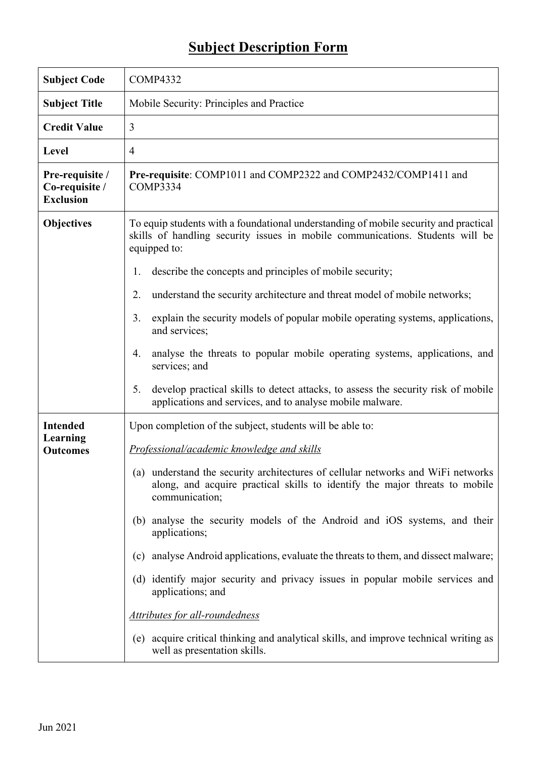# Subject Description Form

| | |
|---|---|
| **Subject Code** | COMP4332 |
| **Subject Title** | Mobile Security: Principles and Practice |
| **Credit Value** | 3 |
| **Level** | 4 |
| **Pre-requisite / Co-requisite / Exclusion** | **Pre-requisite**: COMP1011 and COMP2322 and COMP2432/COMP1411 and COMP3334 |
| **Objectives** | To equip students with a foundational understanding of mobile security and practical skills of handling security issues in mobile communications. Students will be equipped to:<br><br>1. describe the concepts and principles of mobile security;<br>2. understand the security architecture and threat model of mobile networks;<br>3. explain the security models of popular mobile operating systems, applications, and services;<br>4. analyse the threats to popular mobile operating systems, applications, and services; and<br>5. develop practical skills to detect attacks, to assess the security risk of mobile applications and services, and to analyse mobile malware. |
| **Intended Learning Outcomes** | Upon completion of the subject, students will be able to:<br><br>*Professional/academic knowledge and skills*<br><br>(a) understand the security architectures of cellular networks and WiFi networks along, and acquire practical skills to identify the major threats to mobile communication;<br>(b) analyse the security models of the Android and iOS systems, and their applications;<br>(c) analyse Android applications, evaluate the threats to them, and dissect malware;<br>(d) identify major security and privacy issues in popular mobile services and applications; and<br><br>*Attributes for all-roundedness*<br><br>(e) acquire critical thinking and analytical skills, and improve technical writing as well as presentation skills. |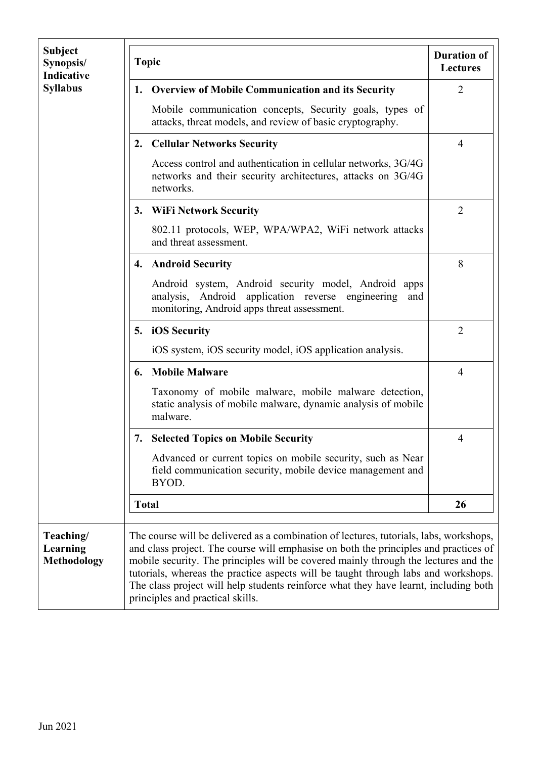**Subject Synopsis/ Indicative Syllabus**

| Topic | Duration of Lectures |
|---|---|
| **1. Overview of Mobile Communication and its Security**<br>Mobile communication concepts, Security goals, types of attacks, threat models, and review of basic cryptography. | 2 |
| **2. Cellular Networks Security**<br>Access control and authentication in cellular networks, 3G/4G networks and their security architectures, attacks on 3G/4G networks. | 4 |
| **3. WiFi Network Security**<br>802.11 protocols, WEP, WPA/WPA2, WiFi network attacks and threat assessment. | 2 |
| **4. Android Security**<br>Android system, Android security model, Android apps analysis, Android application reverse engineering and monitoring, Android apps threat assessment. | 8 |
| **5. iOS Security**<br>iOS system, iOS security model, iOS application analysis. | 2 |
| **6. Mobile Malware**<br>Taxonomy of mobile malware, mobile malware detection, static analysis of mobile malware, dynamic analysis of mobile malware. | 4 |
| **7. Selected Topics on Mobile Security**<br>Advanced or current topics on mobile security, such as Near field communication security, mobile device management and BYOD. | 4 |
| **Total** | **26** |

**Teaching/ Learning Methodology**

The course will be delivered as a combination of lectures, tutorials, labs, workshops, and class project. The course will emphasise on both the principles and practices of mobile security. The principles will be covered mainly through the lectures and the tutorials, whereas the practice aspects will be taught through labs and workshops. The class project will help students reinforce what they have learnt, including both principles and practical skills.

Jun 2021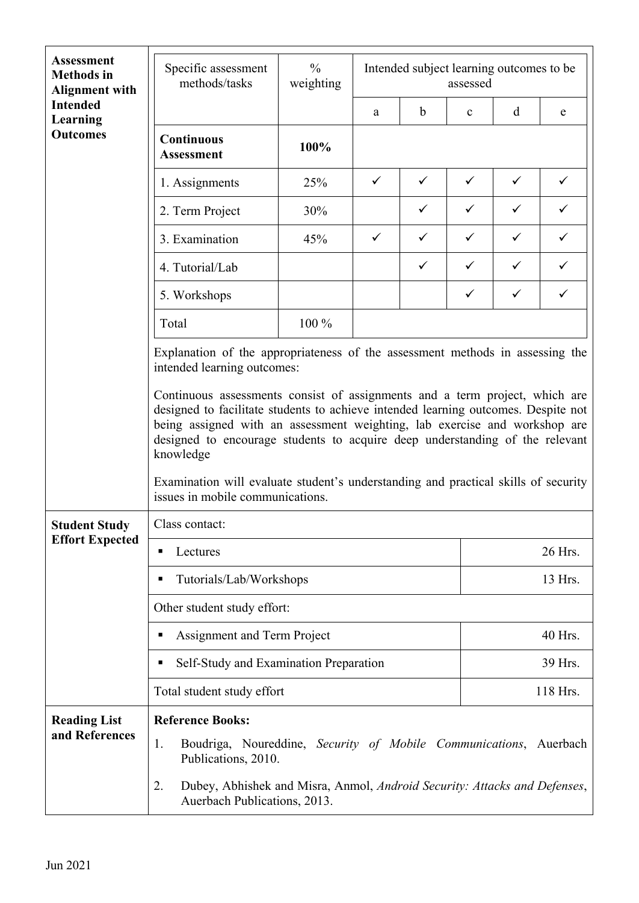**Assessment Methods in Alignment with Intended Learning Outcomes**

| Specific assessment methods/tasks | % weighting | Intended subject learning outcomes to be assessed | | | | |
|---|---|---|---|---|---|---|
| | | a | b | c | d | e |
| **Continuous Assessment** | **100%** | | | | | |
| 1. Assignments | 25% | ✓ | ✓ | ✓ | ✓ | ✓ |
| 2. Term Project | 30% | | ✓ | ✓ | ✓ | ✓ |
| 3. Examination | 45% | ✓ | ✓ | ✓ | ✓ | ✓ |
| 4. Tutorial/Lab | | | ✓ | ✓ | ✓ | ✓ |
| 5. Workshops | | | | ✓ | ✓ | ✓ |
| Total | 100 % | | | | | |

Explanation of the appropriateness of the assessment methods in assessing the intended learning outcomes:

Continuous assessments consist of assignments and a term project, which are designed to facilitate students to achieve intended learning outcomes. Despite not being assigned with an assessment weighting, lab exercise and workshop are designed to encourage students to acquire deep understanding of the relevant knowledge

Examination will evaluate student's understanding and practical skills of security issues in mobile communications.

**Student Study Effort Expected**

| Class contact: | |
|---|---|
| ▪ Lectures | 26 Hrs. |
| ▪ Tutorials/Lab/Workshops | 13 Hrs. |
| Other student study effort: | |
| ▪ Assignment and Term Project | 40 Hrs. |
| ▪ Self-Study and Examination Preparation | 39 Hrs. |
| Total student study effort | 118 Hrs. |

**Reading List and References**

**Reference Books:**

1. Boudriga, Noureddine, *Security of Mobile Communications*, Auerbach Publications, 2010.
2. Dubey, Abhishek and Misra, Anmol, *Android Security: Attacks and Defenses*, Auerbach Publications, 2013.

Jun 2021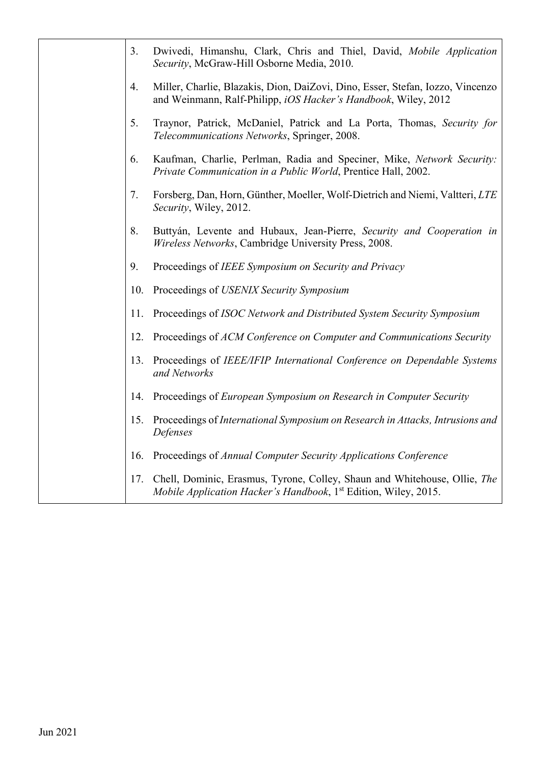| | |
|---|---|
| | 3. Dwivedi, Himanshu, Clark, Chris and Thiel, David, *Mobile Application Security*, McGraw-Hill Osborne Media, 2010.<br><br>4. Miller, Charlie, Blazakis, Dion, DaiZovi, Dino, Esser, Stefan, Iozzo, Vincenzo and Weinmann, Ralf-Philipp, *iOS Hacker's Handbook*, Wiley, 2012<br><br>5. Traynor, Patrick, McDaniel, Patrick and La Porta, Thomas, *Security for Telecommunications Networks*, Springer, 2008.<br><br>6. Kaufman, Charlie, Perlman, Radia and Speciner, Mike, *Network Security: Private Communication in a Public World*, Prentice Hall, 2002.<br><br>7. Forsberg, Dan, Horn, Günther, Moeller, Wolf-Dietrich and Niemi, Valtteri, *LTE Security*, Wiley, 2012.<br><br>8. Buttyán, Levente and Hubaux, Jean-Pierre, *Security and Cooperation in Wireless Networks*, Cambridge University Press, 2008.<br><br>9. Proceedings of *IEEE Symposium on Security and Privacy*<br><br>10. Proceedings of *USENIX Security Symposium*<br><br>11. Proceedings of *ISOC Network and Distributed System Security Symposium*<br><br>12. Proceedings of *ACM Conference on Computer and Communications Security*<br><br>13. Proceedings of *IEEE/IFIP International Conference on Dependable Systems and Networks*<br><br>14. Proceedings of *European Symposium on Research in Computer Security*<br><br>15. Proceedings of *International Symposium on Research in Attacks, Intrusions and Defenses*<br><br>16. Proceedings of *Annual Computer Security Applications Conference*<br><br>17. Chell, Dominic, Erasmus, Tyrone, Colley, Shaun and Whitehouse, Ollie, *The Mobile Application Hacker's Handbook*, 1st Edition, Wiley, 2015. |

Jun 2021